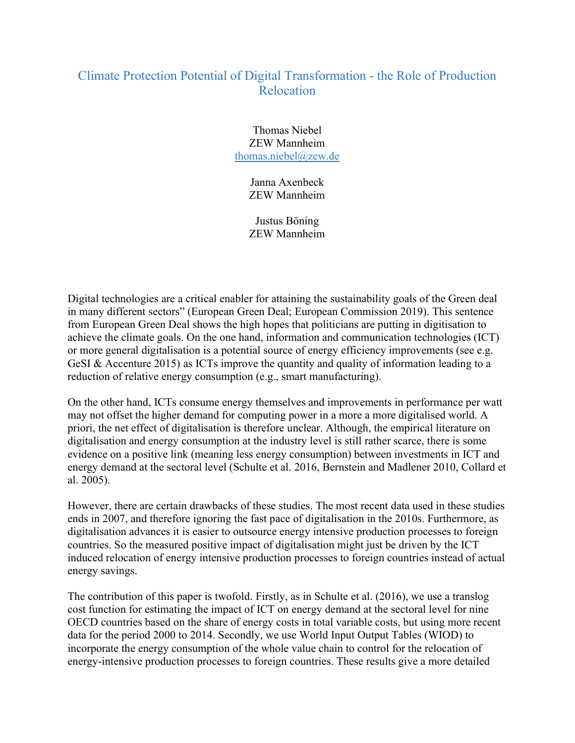# Climate Protection Potential of Digital Transformation - the Role of Production Relocation

Thomas Niebel
ZEW Mannheim
thomas.niebel@zew.de

Janna Axenbeck
ZEW Mannheim

Justus Böning
ZEW Mannheim

Digital technologies are a critical enabler for attaining the sustainability goals of the Green deal in many different sectors" (European Green Deal; European Commission 2019). This sentence from European Green Deal shows the high hopes that politicians are putting in digitisation to achieve the climate goals. On the one hand, information and communication technologies (ICT) or more general digitalisation is a potential source of energy efficiency improvements (see e.g. GeSI & Accenture 2015) as ICTs improve the quantity and quality of information leading to a reduction of relative energy consumption (e.g., smart manufacturing).

On the other hand, ICTs consume energy themselves and improvements in performance per watt may not offset the higher demand for computing power in a more a more digitalised world. A priori, the net effect of digitalisation is therefore unclear. Although, the empirical literature on digitalisation and energy consumption at the industry level is still rather scarce, there is some evidence on a positive link (meaning less energy consumption) between investments in ICT and energy demand at the sectoral level (Schulte et al. 2016, Bernstein and Madlener 2010, Collard et al. 2005).

However, there are certain drawbacks of these studies. The most recent data used in these studies ends in 2007, and therefore ignoring the fast pace of digitalisation in the 2010s. Furthermore, as digitalisation advances it is easier to outsource energy intensive production processes to foreign countries. So the measured positive impact of digitalisation might just be driven by the ICT induced relocation of energy intensive production processes to foreign countries instead of actual energy savings.

The contribution of this paper is twofold. Firstly, as in Schulte et al. (2016), we use a translog cost function for estimating the impact of ICT on energy demand at the sectoral level for nine OECD countries based on the share of energy costs in total variable costs, but using more recent data for the period 2000 to 2014. Secondly, we use World Input Output Tables (WIOD) to incorporate the energy consumption of the whole value chain to control for the relocation of energy-intensive production processes to foreign countries. These results give a more detailed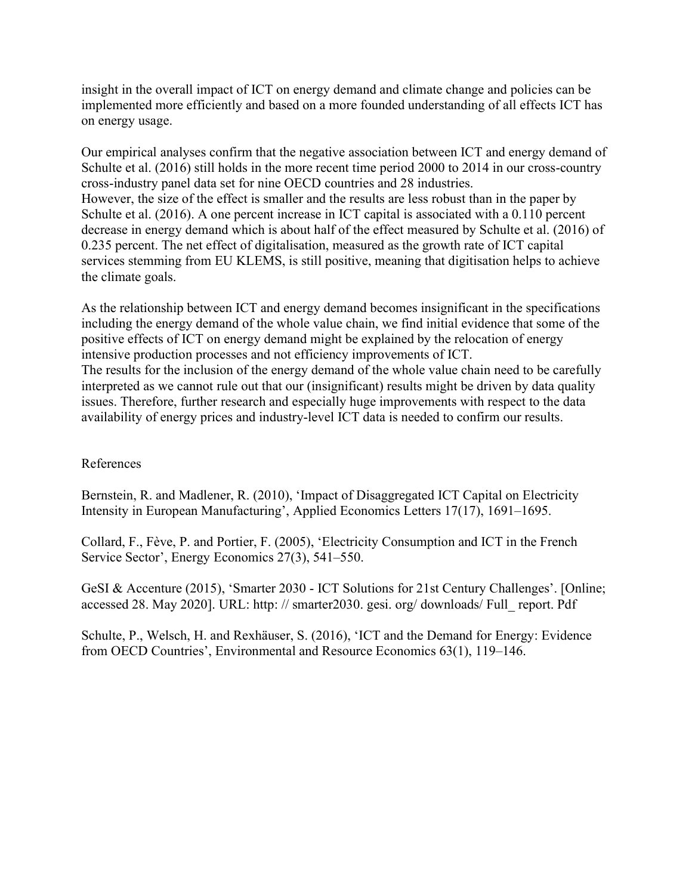insight in the overall impact of ICT on energy demand and climate change and policies can be implemented more efficiently and based on a more founded understanding of all effects ICT has on energy usage.

Our empirical analyses confirm that the negative association between ICT and energy demand of Schulte et al. (2016) still holds in the more recent time period 2000 to 2014 in our cross-country cross-industry panel data set for nine OECD countries and 28 industries.
However, the size of the effect is smaller and the results are less robust than in the paper by Schulte et al. (2016). A one percent increase in ICT capital is associated with a 0.110 percent decrease in energy demand which is about half of the effect measured by Schulte et al. (2016) of 0.235 percent. The net effect of digitalisation, measured as the growth rate of ICT capital services stemming from EU KLEMS, is still positive, meaning that digitisation helps to achieve the climate goals.

As the relationship between ICT and energy demand becomes insignificant in the specifications including the energy demand of the whole value chain, we find initial evidence that some of the positive effects of ICT on energy demand might be explained by the relocation of energy intensive production processes and not efficiency improvements of ICT.
The results for the inclusion of the energy demand of the whole value chain need to be carefully interpreted as we cannot rule out that our (insignificant) results might be driven by data quality issues. Therefore, further research and especially huge improvements with respect to the data availability of energy prices and industry-level ICT data is needed to confirm our results.

## References

Bernstein, R. and Madlener, R. (2010), 'Impact of Disaggregated ICT Capital on Electricity Intensity in European Manufacturing', Applied Economics Letters 17(17), 1691–1695.

Collard, F., Fève, P. and Portier, F. (2005), 'Electricity Consumption and ICT in the French Service Sector', Energy Economics 27(3), 541–550.

GeSI & Accenture (2015), 'Smarter 2030 - ICT Solutions for 21st Century Challenges'. [Online; accessed 28. May 2020]. URL: http: // smarter2030. gesi. org/ downloads/ Full_ report. Pdf

Schulte, P., Welsch, H. and Rexhäuser, S. (2016), 'ICT and the Demand for Energy: Evidence from OECD Countries', Environmental and Resource Economics 63(1), 119–146.